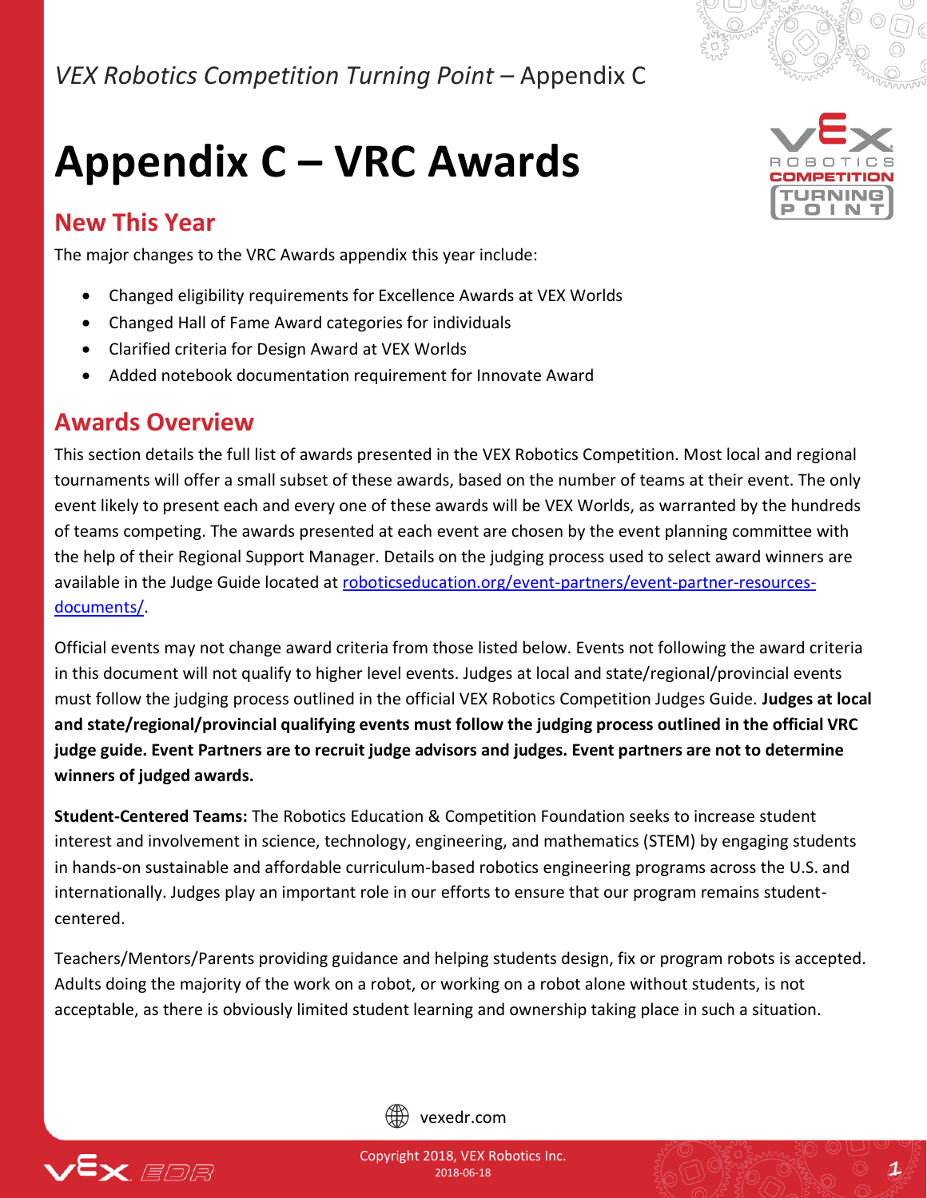# Appendix C – VRC Awards

## New This Year

The major changes to the VRC Awards appendix this year include:

- Changed eligibility requirements for Excellence Awards at VEX Worlds
- Changed Hall of Fame Award categories for individuals
- Clarified criteria for Design Award at VEX Worlds
- Added notebook documentation requirement for Innovate Award

## Awards Overview

This section details the full list of awards presented in the VEX Robotics Competition. Most local and regional tournaments will offer a small subset of these awards, based on the number of teams at their event. The only event likely to present each and every one of these awards will be VEX Worlds, as warranted by the hundreds of teams competing. The awards presented at each event are chosen by the event planning committee with the help of their Regional Support Manager. Details on the judging process used to select award winners are available in the Judge Guide located at [roboticseducation.org/event-partners/event-partner-resources-documents/](roboticseducation.org/event-partners/event-partner-resources-documents/).

Official events may not change award criteria from those listed below. Events not following the award criteria in this document will not qualify to higher level events. Judges at local and state/regional/provincial events must follow the judging process outlined in the official VEX Robotics Competition Judges Guide. **Judges at local and state/regional/provincial qualifying events must follow the judging process outlined in the official VRC judge guide. Event Partners are to recruit judge advisors and judges. Event partners are not to determine winners of judged awards.**

**Student-Centered Teams:** The Robotics Education & Competition Foundation seeks to increase student interest and involvement in science, technology, engineering, and mathematics (STEM) by engaging students in hands-on sustainable and affordable curriculum-based robotics engineering programs across the U.S. and internationally. Judges play an important role in our efforts to ensure that our program remains student-centered.

Teachers/Mentors/Parents providing guidance and helping students design, fix or program robots is accepted. Adults doing the majority of the work on a robot, or working on a robot alone without students, is not acceptable, as there is obviously limited student learning and ownership taking place in such a situation.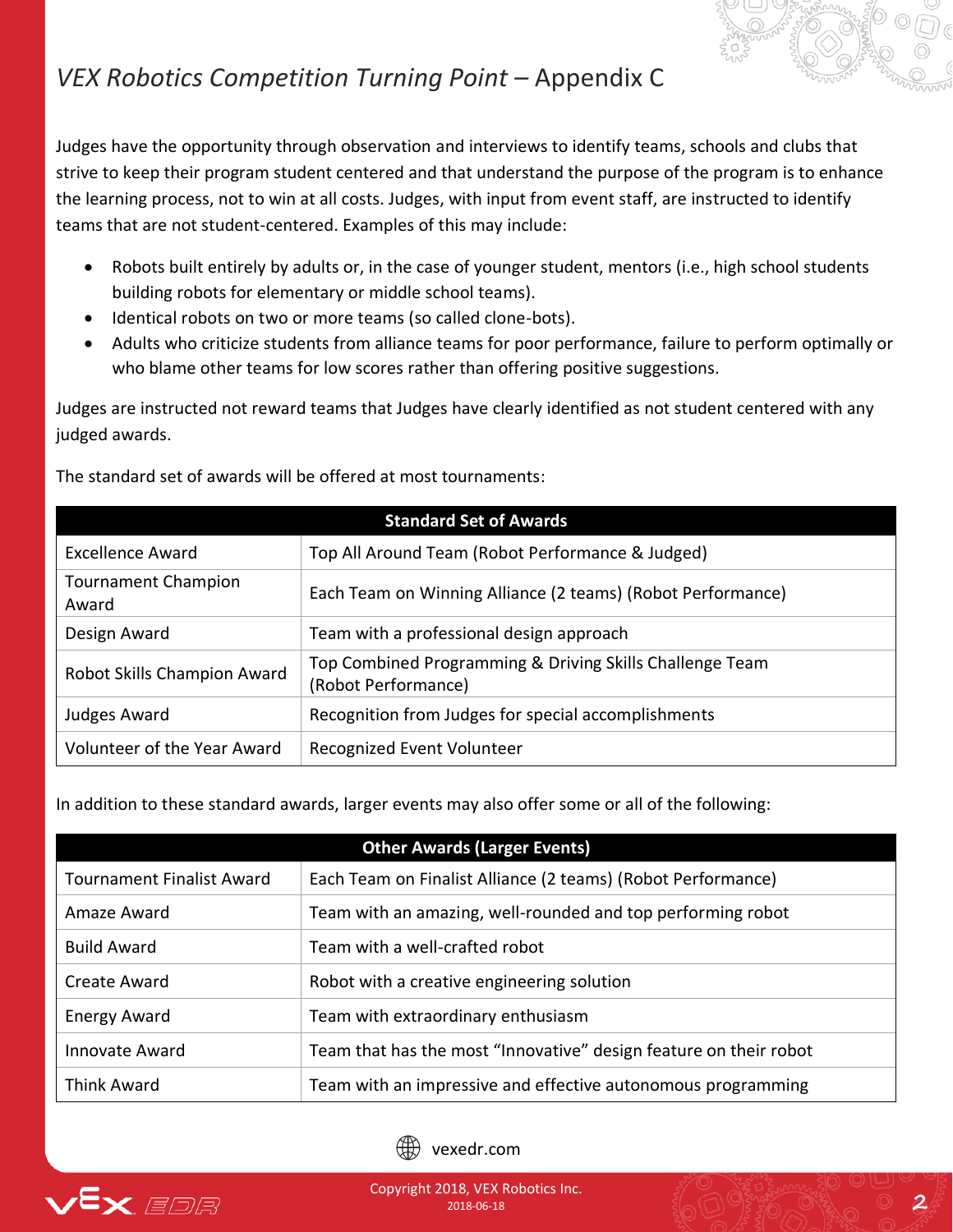Judges have the opportunity through observation and interviews to identify teams, schools and clubs that strive to keep their program student centered and that understand the purpose of the program is to enhance the learning process, not to win at all costs. Judges, with input from event staff, are instructed to identify teams that are not student-centered. Examples of this may include:

- Robots built entirely by adults or, in the case of younger student, mentors (i.e., high school students building robots for elementary or middle school teams).
- Identical robots on two or more teams (so called clone-bots).
- Adults who criticize students from alliance teams for poor performance, failure to perform optimally or who blame other teams for low scores rather than offering positive suggestions.

Judges are instructed not reward teams that Judges have clearly identified as not student centered with any judged awards.

The standard set of awards will be offered at most tournaments:

| Standard Set of Awards | |
|---|---|
| Excellence Award | Top All Around Team (Robot Performance & Judged) |
| Tournament Champion Award | Each Team on Winning Alliance (2 teams) (Robot Performance) |
| Design Award | Team with a professional design approach |
| Robot Skills Champion Award | Top Combined Programming & Driving Skills Challenge Team (Robot Performance) |
| Judges Award | Recognition from Judges for special accomplishments |
| Volunteer of the Year Award | Recognized Event Volunteer |

In addition to these standard awards, larger events may also offer some or all of the following:

| Other Awards (Larger Events) | |
|---|---|
| Tournament Finalist Award | Each Team on Finalist Alliance (2 teams) (Robot Performance) |
| Amaze Award | Team with an amazing, well-rounded and top performing robot |
| Build Award | Team with a well-crafted robot |
| Create Award | Robot with a creative engineering solution |
| Energy Award | Team with extraordinary enthusiasm |
| Innovate Award | Team that has the most "Innovative" design feature on their robot |
| Think Award | Team with an impressive and effective autonomous programming |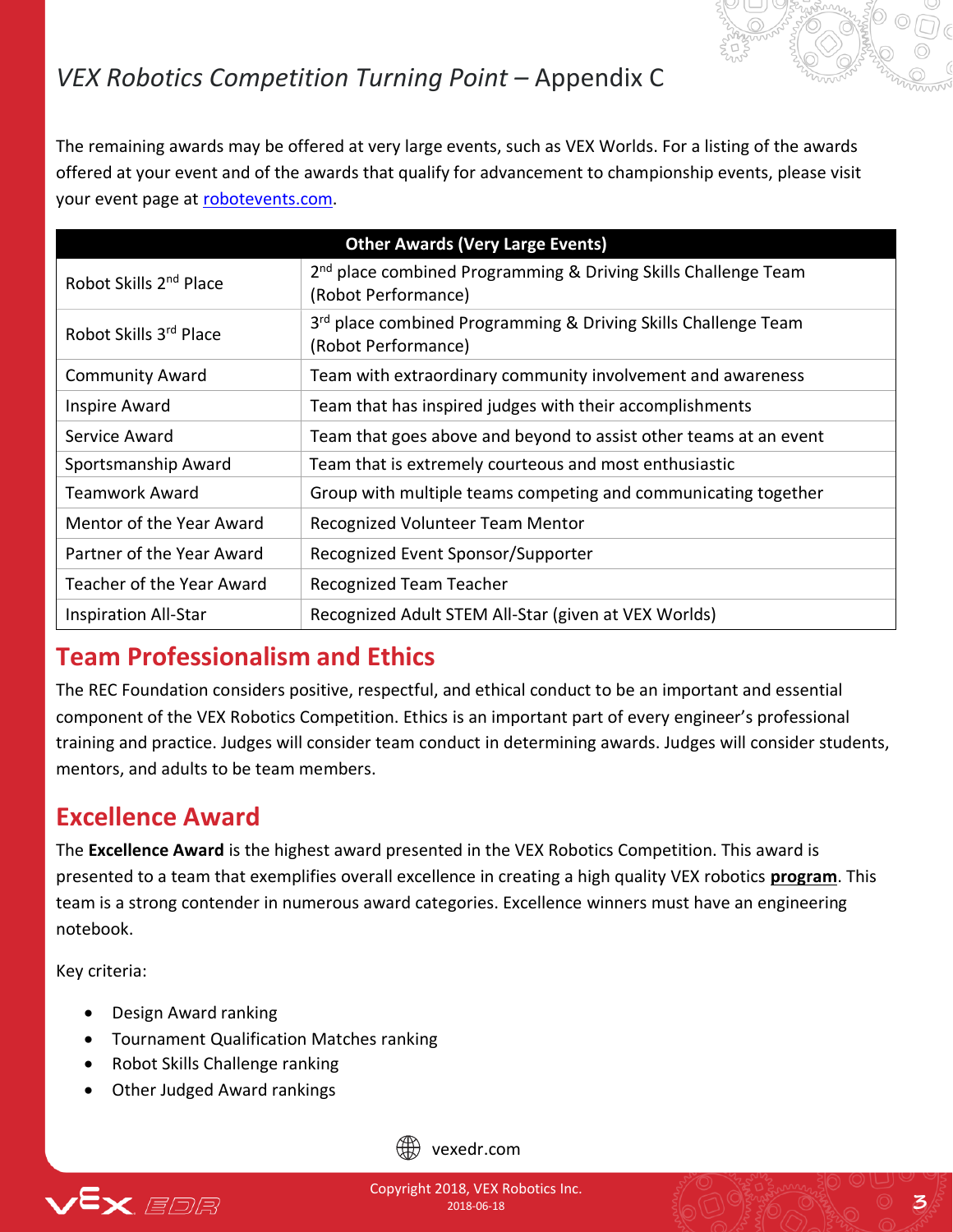The remaining awards may be offered at very large events, such as VEX Worlds. For a listing of the awards offered at your event and of the awards that qualify for advancement to championship events, please visit your event page at [robotevents.com](robotevents.com).

| Other Awards (Very Large Events) | |
|---|---|
| Robot Skills 2nd Place | 2nd place combined Programming & Driving Skills Challenge Team (Robot Performance) |
| Robot Skills 3rd Place | 3rd place combined Programming & Driving Skills Challenge Team (Robot Performance) |
| Community Award | Team with extraordinary community involvement and awareness |
| Inspire Award | Team that has inspired judges with their accomplishments |
| Service Award | Team that goes above and beyond to assist other teams at an event |
| Sportsmanship Award | Team that is extremely courteous and most enthusiastic |
| Teamwork Award | Group with multiple teams competing and communicating together |
| Mentor of the Year Award | Recognized Volunteer Team Mentor |
| Partner of the Year Award | Recognized Event Sponsor/Supporter |
| Teacher of the Year Award | Recognized Team Teacher |
| Inspiration All-Star | Recognized Adult STEM All-Star (given at VEX Worlds) |

## Team Professionalism and Ethics

The REC Foundation considers positive, respectful, and ethical conduct to be an important and essential component of the VEX Robotics Competition. Ethics is an important part of every engineer's professional training and practice. Judges will consider team conduct in determining awards. Judges will consider students, mentors, and adults to be team members.

## Excellence Award

The **Excellence Award** is the highest award presented in the VEX Robotics Competition. This award is presented to a team that exemplifies overall excellence in creating a high quality VEX robotics **program**. This team is a strong contender in numerous award categories. Excellence winners must have an engineering notebook.

Key criteria:

- Design Award ranking
- Tournament Qualification Matches ranking
- Robot Skills Challenge ranking
- Other Judged Award rankings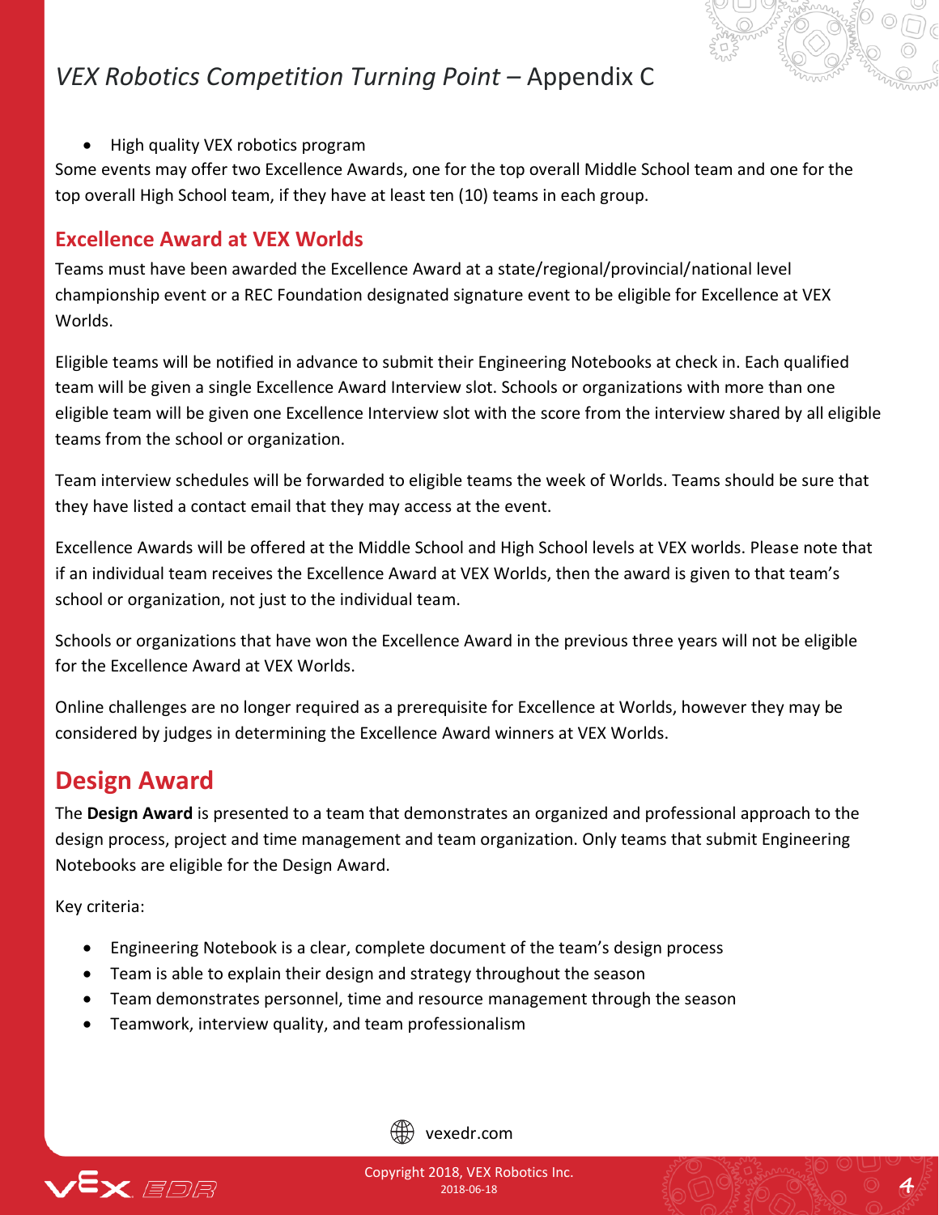- High quality VEX robotics program

Some events may offer two Excellence Awards, one for the top overall Middle School team and one for the top overall High School team, if they have at least ten (10) teams in each group.

### Excellence Award at VEX Worlds

Teams must have been awarded the Excellence Award at a state/regional/provincial/national level championship event or a REC Foundation designated signature event to be eligible for Excellence at VEX Worlds.

Eligible teams will be notified in advance to submit their Engineering Notebooks at check in. Each qualified team will be given a single Excellence Award Interview slot. Schools or organizations with more than one eligible team will be given one Excellence Interview slot with the score from the interview shared by all eligible teams from the school or organization.

Team interview schedules will be forwarded to eligible teams the week of Worlds. Teams should be sure that they have listed a contact email that they may access at the event.

Excellence Awards will be offered at the Middle School and High School levels at VEX worlds. Please note that if an individual team receives the Excellence Award at VEX Worlds, then the award is given to that team's school or organization, not just to the individual team.

Schools or organizations that have won the Excellence Award in the previous three years will not be eligible for the Excellence Award at VEX Worlds.

Online challenges are no longer required as a prerequisite for Excellence at Worlds, however they may be considered by judges in determining the Excellence Award winners at VEX Worlds.

## Design Award

The **Design Award** is presented to a team that demonstrates an organized and professional approach to the design process, project and time management and team organization. Only teams that submit Engineering Notebooks are eligible for the Design Award.

Key criteria:

- Engineering Notebook is a clear, complete document of the team's design process
- Team is able to explain their design and strategy throughout the season
- Team demonstrates personnel, time and resource management through the season
- Teamwork, interview quality, and team professionalism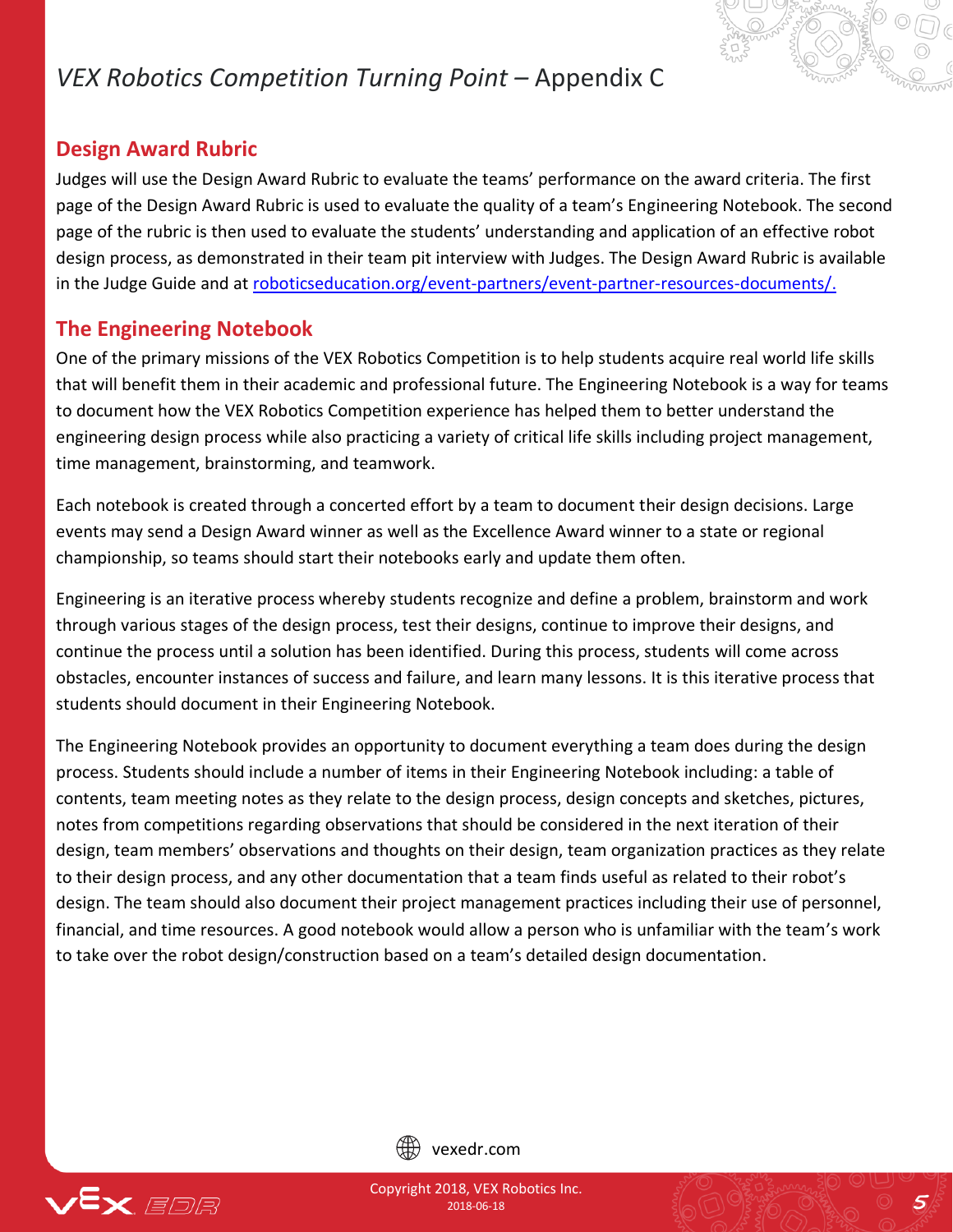## Design Award Rubric

Judges will use the Design Award Rubric to evaluate the teams' performance on the award criteria. The first page of the Design Award Rubric is used to evaluate the quality of a team's Engineering Notebook. The second page of the rubric is then used to evaluate the students' understanding and application of an effective robot design process, as demonstrated in their team pit interview with Judges. The Design Award Rubric is available in the Judge Guide and at [roboticseducation.org/event-partners/event-partner-resources-documents/.](roboticseducation.org/event-partners/event-partner-resources-documents/)

## The Engineering Notebook

One of the primary missions of the VEX Robotics Competition is to help students acquire real world life skills that will benefit them in their academic and professional future. The Engineering Notebook is a way for teams to document how the VEX Robotics Competition experience has helped them to better understand the engineering design process while also practicing a variety of critical life skills including project management, time management, brainstorming, and teamwork.

Each notebook is created through a concerted effort by a team to document their design decisions. Large events may send a Design Award winner as well as the Excellence Award winner to a state or regional championship, so teams should start their notebooks early and update them often.

Engineering is an iterative process whereby students recognize and define a problem, brainstorm and work through various stages of the design process, test their designs, continue to improve their designs, and continue the process until a solution has been identified. During this process, students will come across obstacles, encounter instances of success and failure, and learn many lessons. It is this iterative process that students should document in their Engineering Notebook.

The Engineering Notebook provides an opportunity to document everything a team does during the design process. Students should include a number of items in their Engineering Notebook including: a table of contents, team meeting notes as they relate to the design process, design concepts and sketches, pictures, notes from competitions regarding observations that should be considered in the next iteration of their design, team members' observations and thoughts on their design, team organization practices as they relate to their design process, and any other documentation that a team finds useful as related to their robot's design. The team should also document their project management practices including their use of personnel, financial, and time resources. A good notebook would allow a person who is unfamiliar with the team's work to take over the robot design/construction based on a team's detailed design documentation.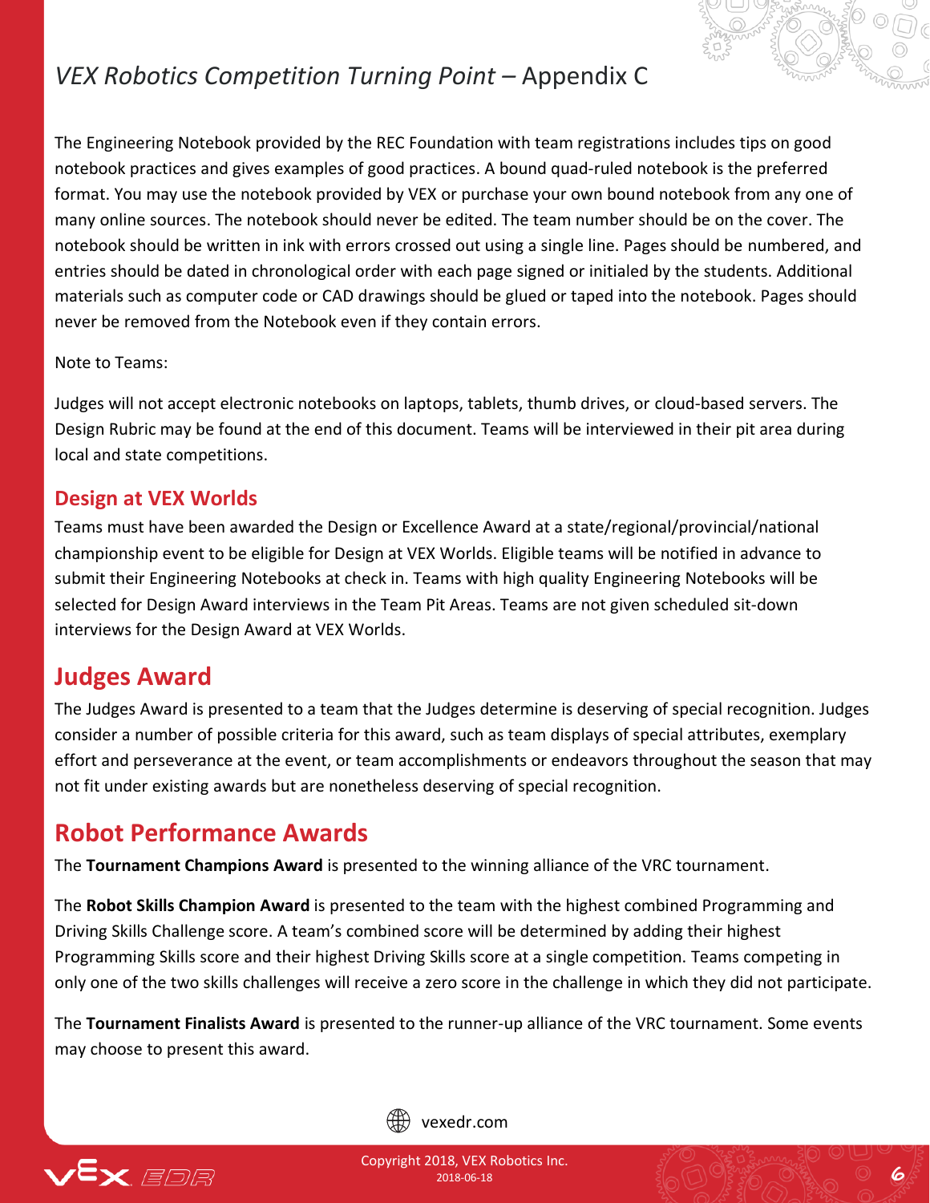The Engineering Notebook provided by the REC Foundation with team registrations includes tips on good notebook practices and gives examples of good practices. A bound quad-ruled notebook is the preferred format. You may use the notebook provided by VEX or purchase your own bound notebook from any one of many online sources. The notebook should never be edited. The team number should be on the cover. The notebook should be written in ink with errors crossed out using a single line. Pages should be numbered, and entries should be dated in chronological order with each page signed or initialed by the students. Additional materials such as computer code or CAD drawings should be glued or taped into the notebook. Pages should never be removed from the Notebook even if they contain errors.

Note to Teams:

Judges will not accept electronic notebooks on laptops, tablets, thumb drives, or cloud-based servers. The Design Rubric may be found at the end of this document. Teams will be interviewed in their pit area during local and state competitions.

### Design at VEX Worlds

Teams must have been awarded the Design or Excellence Award at a state/regional/provincial/national championship event to be eligible for Design at VEX Worlds. Eligible teams will be notified in advance to submit their Engineering Notebooks at check in. Teams with high quality Engineering Notebooks will be selected for Design Award interviews in the Team Pit Areas. Teams are not given scheduled sit-down interviews for the Design Award at VEX Worlds.

## Judges Award

The Judges Award is presented to a team that the Judges determine is deserving of special recognition. Judges consider a number of possible criteria for this award, such as team displays of special attributes, exemplary effort and perseverance at the event, or team accomplishments or endeavors throughout the season that may not fit under existing awards but are nonetheless deserving of special recognition.

## Robot Performance Awards

The **Tournament Champions Award** is presented to the winning alliance of the VRC tournament.

The **Robot Skills Champion Award** is presented to the team with the highest combined Programming and Driving Skills Challenge score. A team's combined score will be determined by adding their highest Programming Skills score and their highest Driving Skills score at a single competition. Teams competing in only one of the two skills challenges will receive a zero score in the challenge in which they did not participate.

The **Tournament Finalists Award** is presented to the runner-up alliance of the VRC tournament. Some events may choose to present this award.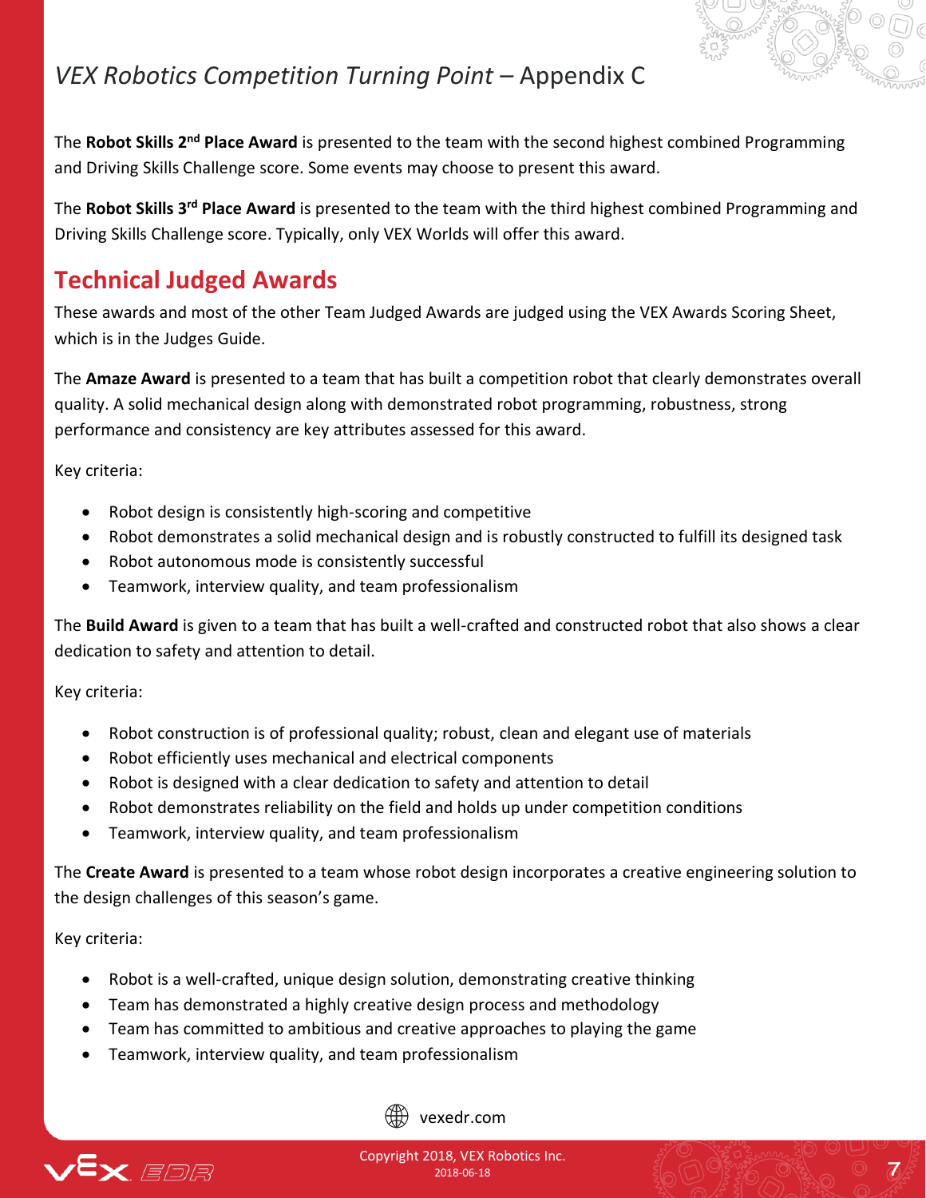The **Robot Skills 2nd Place Award** is presented to the team with the second highest combined Programming and Driving Skills Challenge score. Some events may choose to present this award.

The **Robot Skills 3rd Place Award** is presented to the team with the third highest combined Programming and Driving Skills Challenge score. Typically, only VEX Worlds will offer this award.

## Technical Judged Awards

These awards and most of the other Team Judged Awards are judged using the VEX Awards Scoring Sheet, which is in the Judges Guide.

The **Amaze Award** is presented to a team that has built a competition robot that clearly demonstrates overall quality. A solid mechanical design along with demonstrated robot programming, robustness, strong performance and consistency are key attributes assessed for this award.

Key criteria:

- Robot design is consistently high-scoring and competitive
- Robot demonstrates a solid mechanical design and is robustly constructed to fulfill its designed task
- Robot autonomous mode is consistently successful
- Teamwork, interview quality, and team professionalism

The **Build Award** is given to a team that has built a well-crafted and constructed robot that also shows a clear dedication to safety and attention to detail.

Key criteria:

- Robot construction is of professional quality; robust, clean and elegant use of materials
- Robot efficiently uses mechanical and electrical components
- Robot is designed with a clear dedication to safety and attention to detail
- Robot demonstrates reliability on the field and holds up under competition conditions
- Teamwork, interview quality, and team professionalism

The **Create Award** is presented to a team whose robot design incorporates a creative engineering solution to the design challenges of this season's game.

Key criteria:

- Robot is a well-crafted, unique design solution, demonstrating creative thinking
- Team has demonstrated a highly creative design process and methodology
- Team has committed to ambitious and creative approaches to playing the game
- Teamwork, interview quality, and team professionalism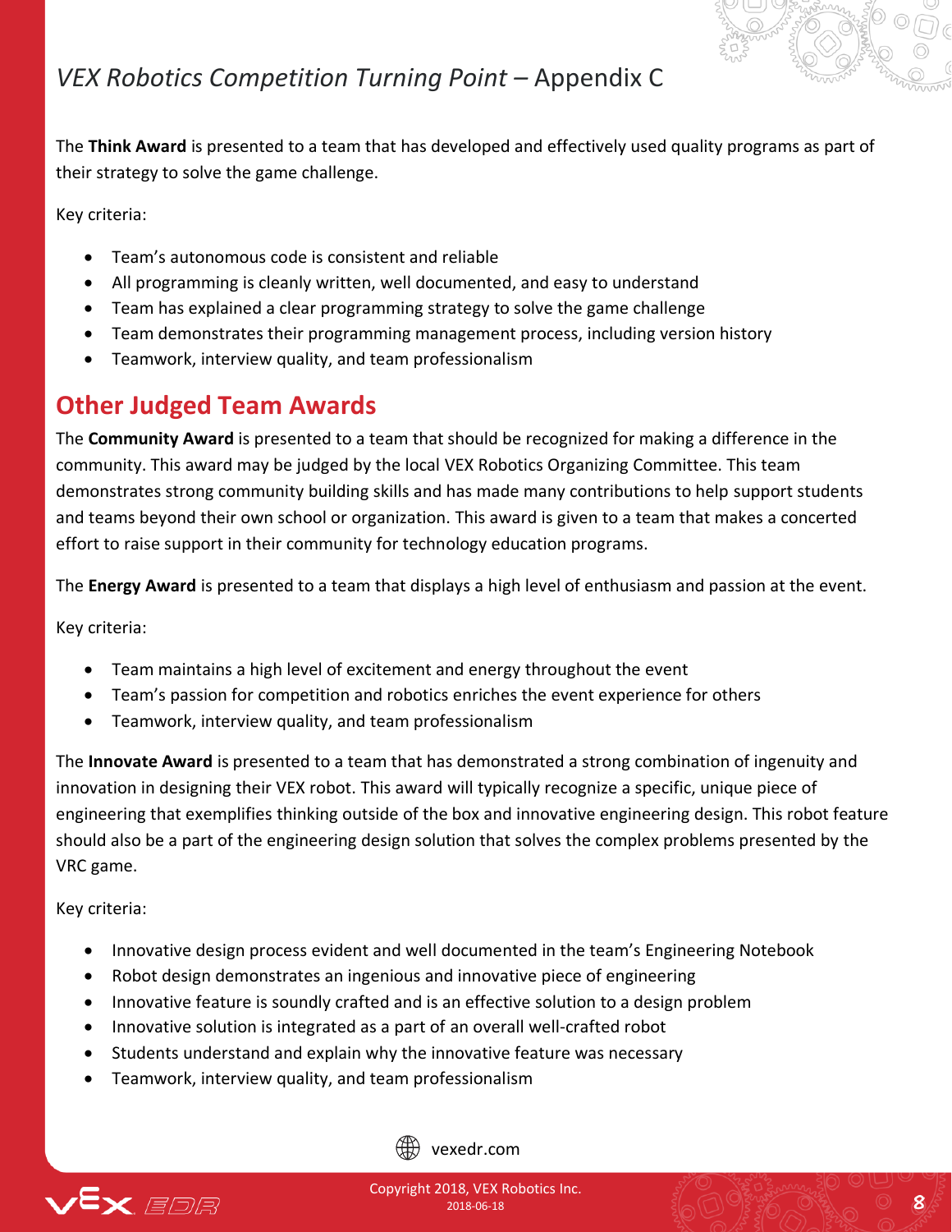The **Think Award** is presented to a team that has developed and effectively used quality programs as part of their strategy to solve the game challenge.

Key criteria:

- Team's autonomous code is consistent and reliable
- All programming is cleanly written, well documented, and easy to understand
- Team has explained a clear programming strategy to solve the game challenge
- Team demonstrates their programming management process, including version history
- Teamwork, interview quality, and team professionalism

## Other Judged Team Awards

The **Community Award** is presented to a team that should be recognized for making a difference in the community. This award may be judged by the local VEX Robotics Organizing Committee. This team demonstrates strong community building skills and has made many contributions to help support students and teams beyond their own school or organization. This award is given to a team that makes a concerted effort to raise support in their community for technology education programs.

The **Energy Award** is presented to a team that displays a high level of enthusiasm and passion at the event.

Key criteria:

- Team maintains a high level of excitement and energy throughout the event
- Team's passion for competition and robotics enriches the event experience for others
- Teamwork, interview quality, and team professionalism

The **Innovate Award** is presented to a team that has demonstrated a strong combination of ingenuity and innovation in designing their VEX robot. This award will typically recognize a specific, unique piece of engineering that exemplifies thinking outside of the box and innovative engineering design. This robot feature should also be a part of the engineering design solution that solves the complex problems presented by the VRC game.

Key criteria:

- Innovative design process evident and well documented in the team's Engineering Notebook
- Robot design demonstrates an ingenious and innovative piece of engineering
- Innovative feature is soundly crafted and is an effective solution to a design problem
- Innovative solution is integrated as a part of an overall well-crafted robot
- Students understand and explain why the innovative feature was necessary
- Teamwork, interview quality, and team professionalism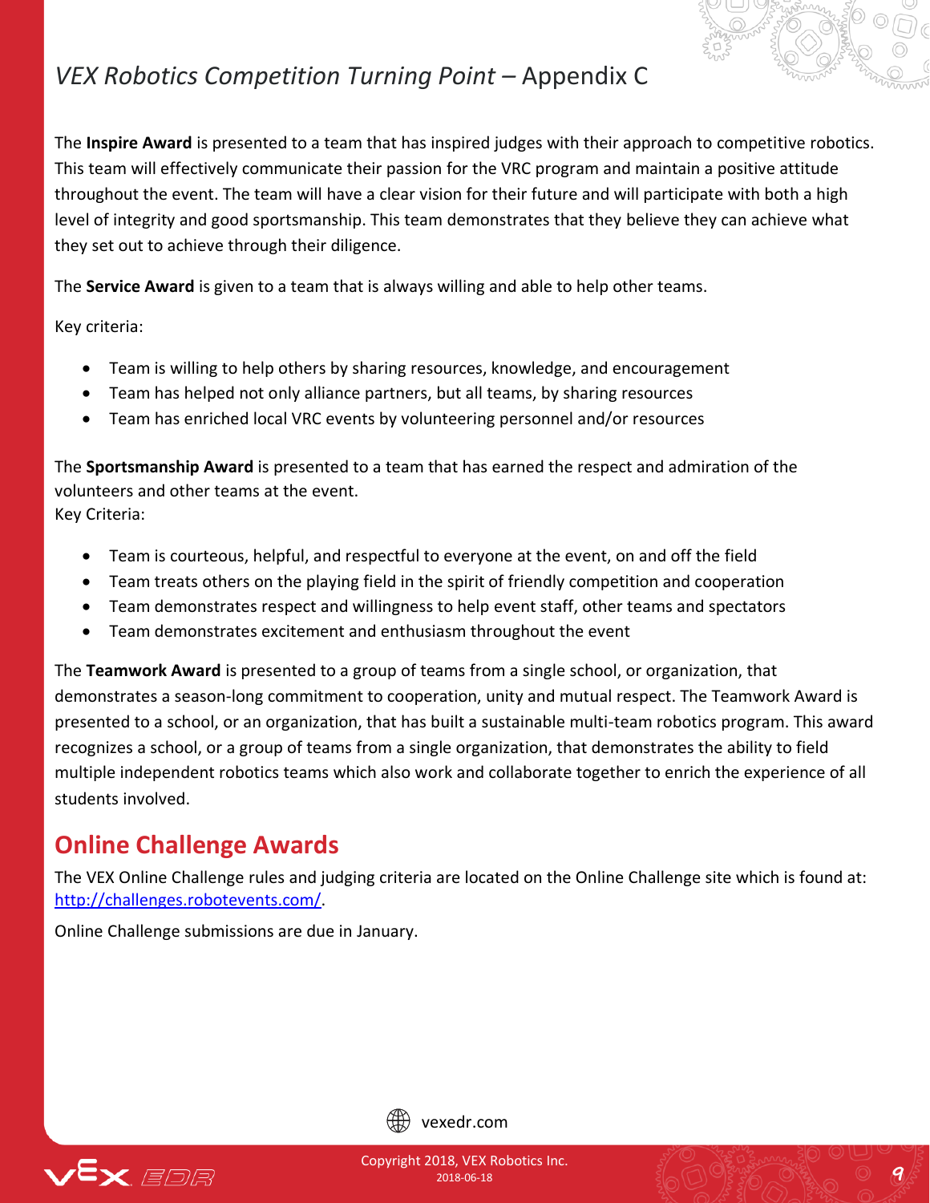The **Inspire Award** is presented to a team that has inspired judges with their approach to competitive robotics. This team will effectively communicate their passion for the VRC program and maintain a positive attitude throughout the event. The team will have a clear vision for their future and will participate with both a high level of integrity and good sportsmanship. This team demonstrates that they believe they can achieve what they set out to achieve through their diligence.

The **Service Award** is given to a team that is always willing and able to help other teams.

Key criteria:

- Team is willing to help others by sharing resources, knowledge, and encouragement
- Team has helped not only alliance partners, but all teams, by sharing resources
- Team has enriched local VRC events by volunteering personnel and/or resources

The **Sportsmanship Award** is presented to a team that has earned the respect and admiration of the volunteers and other teams at the event.
Key Criteria:

- Team is courteous, helpful, and respectful to everyone at the event, on and off the field
- Team treats others on the playing field in the spirit of friendly competition and cooperation
- Team demonstrates respect and willingness to help event staff, other teams and spectators
- Team demonstrates excitement and enthusiasm throughout the event

The **Teamwork Award** is presented to a group of teams from a single school, or organization, that demonstrates a season-long commitment to cooperation, unity and mutual respect. The Teamwork Award is presented to a school, or an organization, that has built a sustainable multi-team robotics program. This award recognizes a school, or a group of teams from a single organization, that demonstrates the ability to field multiple independent robotics teams which also work and collaborate together to enrich the experience of all students involved.

## Online Challenge Awards

The VEX Online Challenge rules and judging criteria are located on the Online Challenge site which is found at: [http://challenges.robotevents.com/](http://challenges.robotevents.com/).

Online Challenge submissions are due in January.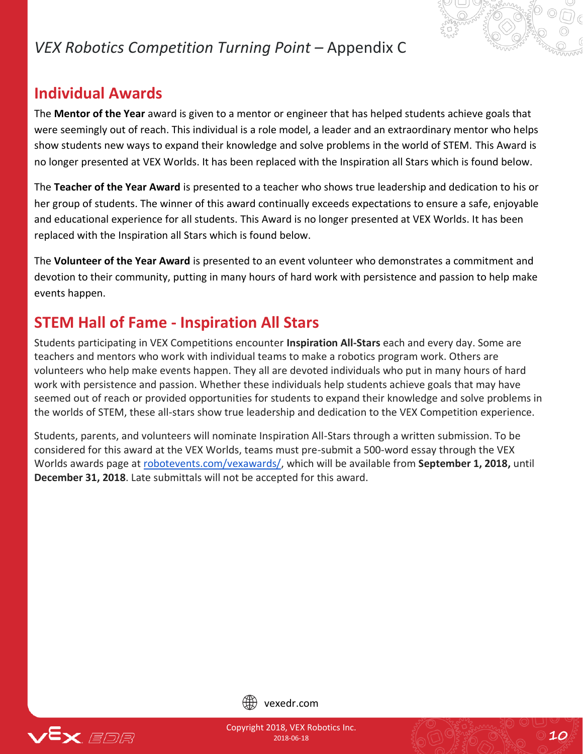## Individual Awards

The **Mentor of the Year** award is given to a mentor or engineer that has helped students achieve goals that were seemingly out of reach. This individual is a role model, a leader and an extraordinary mentor who helps show students new ways to expand their knowledge and solve problems in the world of STEM. This Award is no longer presented at VEX Worlds. It has been replaced with the Inspiration all Stars which is found below.

The **Teacher of the Year Award** is presented to a teacher who shows true leadership and dedication to his or her group of students. The winner of this award continually exceeds expectations to ensure a safe, enjoyable and educational experience for all students. This Award is no longer presented at VEX Worlds. It has been replaced with the Inspiration all Stars which is found below.

The **Volunteer of the Year Award** is presented to an event volunteer who demonstrates a commitment and devotion to their community, putting in many hours of hard work with persistence and passion to help make events happen.

## STEM Hall of Fame - Inspiration All Stars

Students participating in VEX Competitions encounter **Inspiration All-Stars** each and every day. Some are teachers and mentors who work with individual teams to make a robotics program work. Others are volunteers who help make events happen. They all are devoted individuals who put in many hours of hard work with persistence and passion. Whether these individuals help students achieve goals that may have seemed out of reach or provided opportunities for students to expand their knowledge and solve problems in the worlds of STEM, these all-stars show true leadership and dedication to the VEX Competition experience.

Students, parents, and volunteers will nominate Inspiration All-Stars through a written submission. To be considered for this award at the VEX Worlds, teams must pre-submit a 500-word essay through the VEX Worlds awards page at robotevents.com/vexawards/, which will be available from **September 1, 2018,** until **December 31, 2018**. Late submittals will not be accepted for this award.